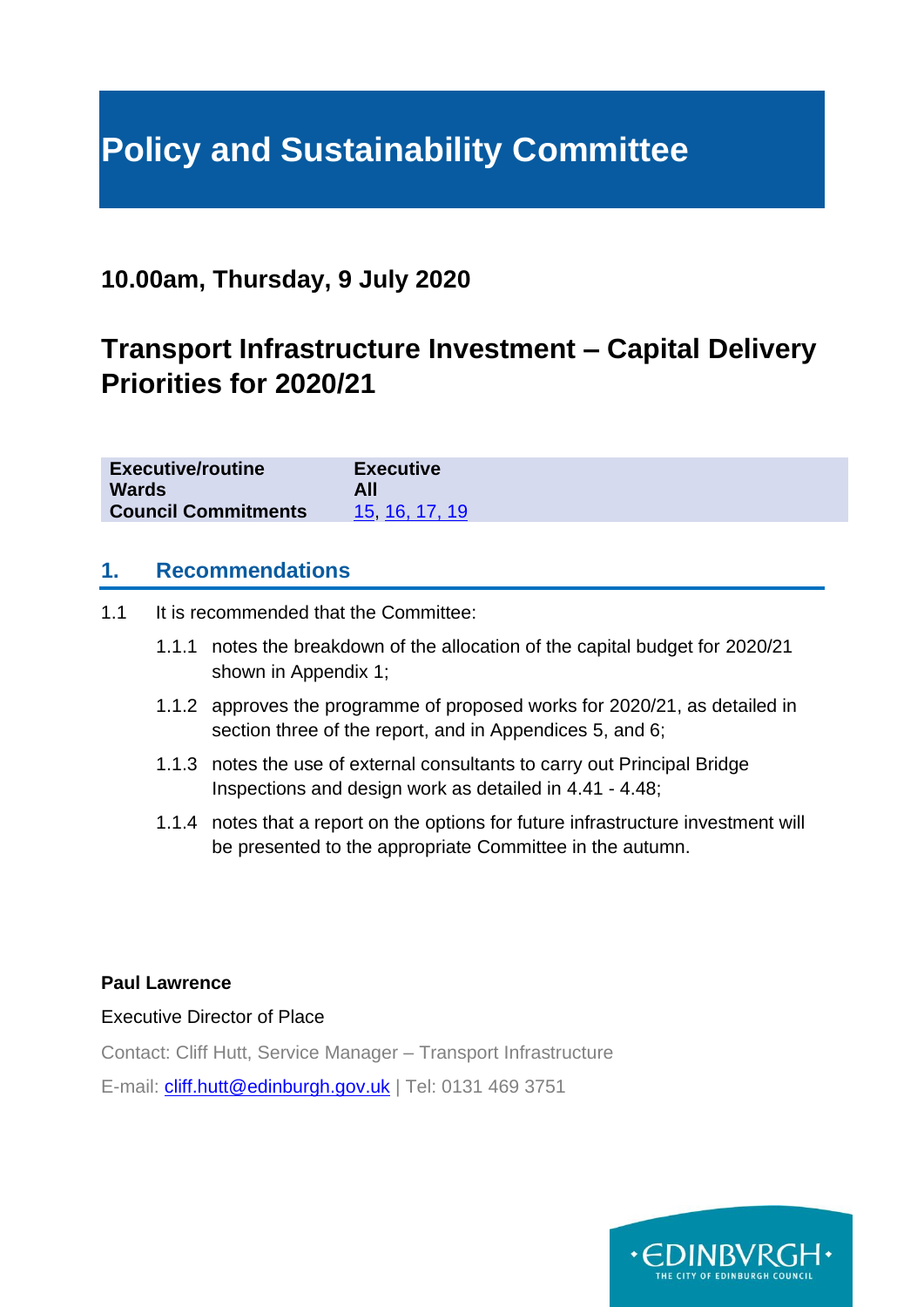# Policy and Sustainability Committee

## 10.00am, Thursday, 9 July 2020

## Transport Infrastructure Investment – Capital Delivery Priorities for 2020/21

| | |
|---|---|
| **Executive/routine** | **Executive** |
| **Wards** | **All** |
| **Council Commitments** | 15, 16, 17, 19 |

## 1. Recommendations

1.1 It is recommended that the Committee:

1.1.1 notes the breakdown of the allocation of the capital budget for 2020/21 shown in Appendix 1;

1.1.2 approves the programme of proposed works for 2020/21, as detailed in section three of the report, and in Appendices 5, and 6;

1.1.3 notes the use of external consultants to carry out Principal Bridge Inspections and design work as detailed in 4.41 - 4.48;

1.1.4 notes that a report on the options for future infrastructure investment will be presented to the appropriate Committee in the autumn.

**Paul Lawrence**

Executive Director of Place

Contact: Cliff Hutt, Service Manager – Transport Infrastructure

E-mail: cliff.hutt@edinburgh.gov.uk | Tel: 0131 469 3751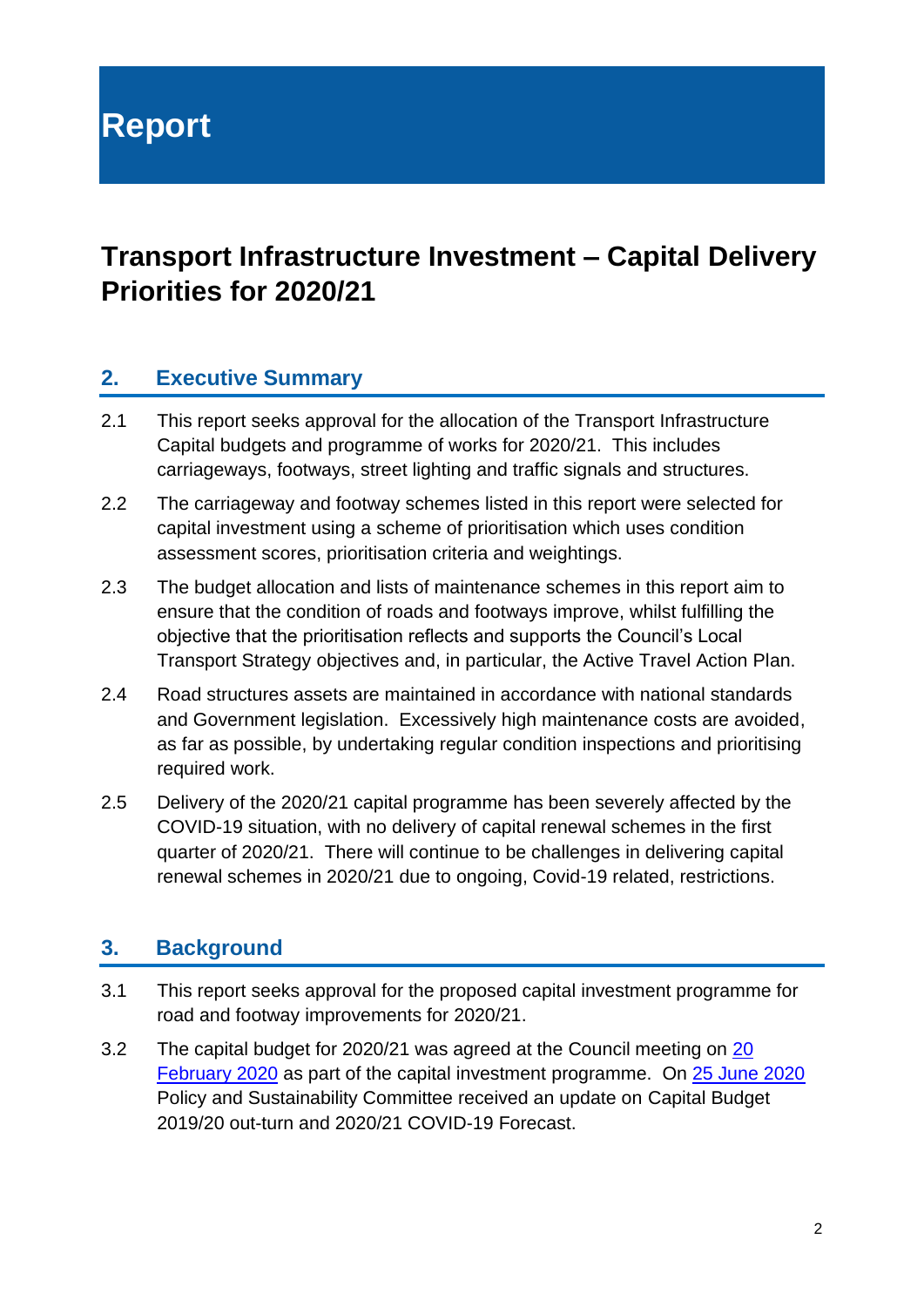# Report

# Transport Infrastructure Investment – Capital Delivery Priorities for 2020/21

## 2. Executive Summary

2.1 This report seeks approval for the allocation of the Transport Infrastructure Capital budgets and programme of works for 2020/21. This includes carriageways, footways, street lighting and traffic signals and structures.

2.2 The carriageway and footway schemes listed in this report were selected for capital investment using a scheme of prioritisation which uses condition assessment scores, prioritisation criteria and weightings.

2.3 The budget allocation and lists of maintenance schemes in this report aim to ensure that the condition of roads and footways improve, whilst fulfilling the objective that the prioritisation reflects and supports the Council's Local Transport Strategy objectives and, in particular, the Active Travel Action Plan.

2.4 Road structures assets are maintained in accordance with national standards and Government legislation. Excessively high maintenance costs are avoided, as far as possible, by undertaking regular condition inspections and prioritising required work.

2.5 Delivery of the 2020/21 capital programme has been severely affected by the COVID-19 situation, with no delivery of capital renewal schemes in the first quarter of 2020/21. There will continue to be challenges in delivering capital renewal schemes in 2020/21 due to ongoing, Covid-19 related, restrictions.

## 3. Background

3.1 This report seeks approval for the proposed capital investment programme for road and footway improvements for 2020/21.

3.2 The capital budget for 2020/21 was agreed at the Council meeting on 20 February 2020 as part of the capital investment programme. On 25 June 2020 Policy and Sustainability Committee received an update on Capital Budget 2019/20 out-turn and 2020/21 COVID-19 Forecast.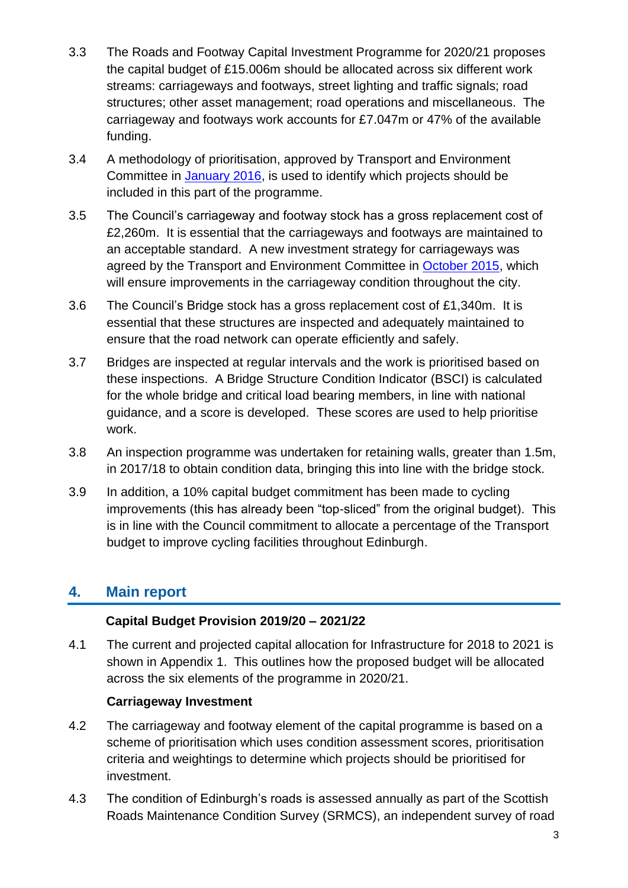3.3 The Roads and Footway Capital Investment Programme for 2020/21 proposes the capital budget of £15.006m should be allocated across six different work streams: carriageways and footways, street lighting and traffic signals; road structures; other asset management; road operations and miscellaneous. The carriageway and footways work accounts for £7.047m or 47% of the available funding.

3.4 A methodology of prioritisation, approved by Transport and Environment Committee in [January 2016](), is used to identify which projects should be included in this part of the programme.

3.5 The Council's carriageway and footway stock has a gross replacement cost of £2,260m. It is essential that the carriageways and footways are maintained to an acceptable standard. A new investment strategy for carriageways was agreed by the Transport and Environment Committee in [October 2015](), which will ensure improvements in the carriageway condition throughout the city.

3.6 The Council's Bridge stock has a gross replacement cost of £1,340m. It is essential that these structures are inspected and adequately maintained to ensure that the road network can operate efficiently and safely.

3.7 Bridges are inspected at regular intervals and the work is prioritised based on these inspections. A Bridge Structure Condition Indicator (BSCI) is calculated for the whole bridge and critical load bearing members, in line with national guidance, and a score is developed. These scores are used to help prioritise work.

3.8 An inspection programme was undertaken for retaining walls, greater than 1.5m, in 2017/18 to obtain condition data, bringing this into line with the bridge stock.

3.9 In addition, a 10% capital budget commitment has been made to cycling improvements (this has already been "top-sliced" from the original budget). This is in line with the Council commitment to allocate a percentage of the Transport budget to improve cycling facilities throughout Edinburgh.

## 4. Main report

**Capital Budget Provision 2019/20 – 2021/22**

4.1 The current and projected capital allocation for Infrastructure for 2018 to 2021 is shown in Appendix 1. This outlines how the proposed budget will be allocated across the six elements of the programme in 2020/21.

**Carriageway Investment**

4.2 The carriageway and footway element of the capital programme is based on a scheme of prioritisation which uses condition assessment scores, prioritisation criteria and weightings to determine which projects should be prioritised for investment.

4.3 The condition of Edinburgh's roads is assessed annually as part of the Scottish Roads Maintenance Condition Survey (SRMCS), an independent survey of road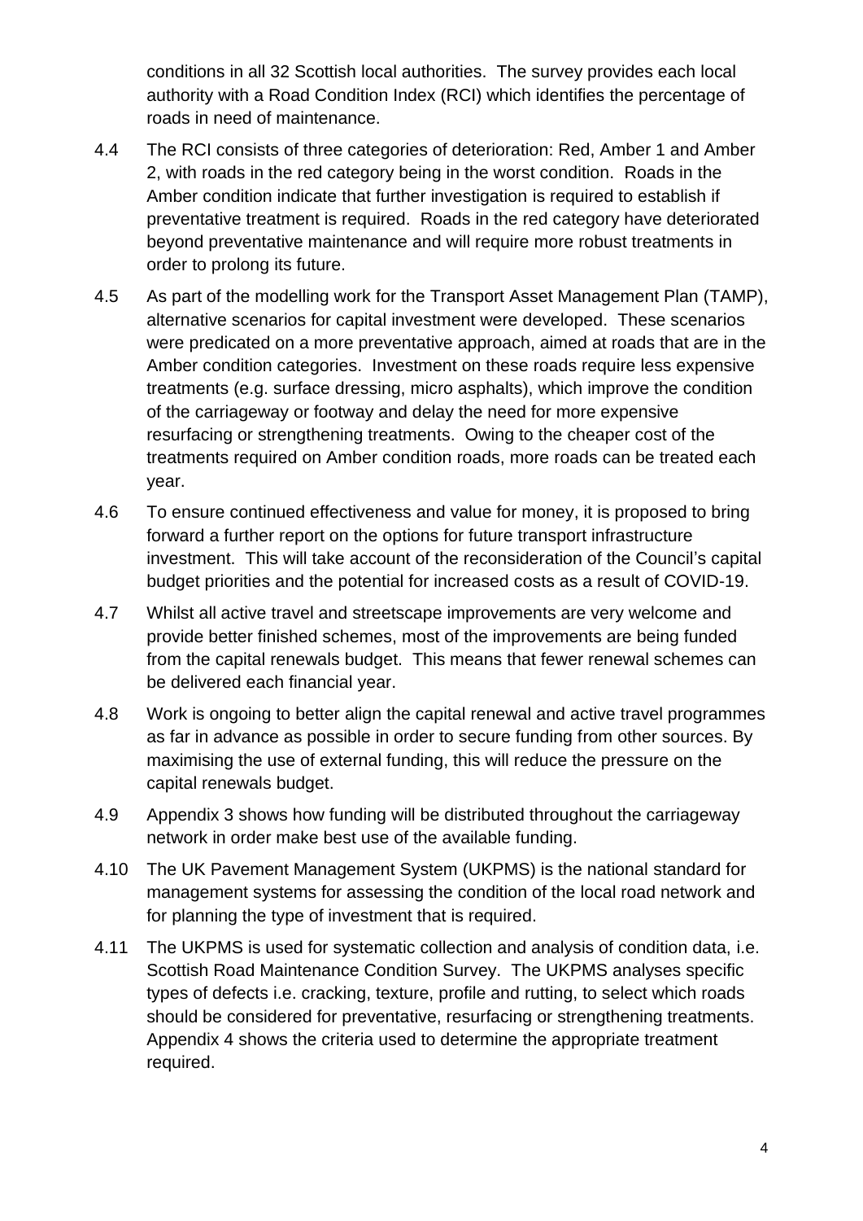conditions in all 32 Scottish local authorities. The survey provides each local authority with a Road Condition Index (RCI) which identifies the percentage of roads in need of maintenance.

4.4 The RCI consists of three categories of deterioration: Red, Amber 1 and Amber 2, with roads in the red category being in the worst condition. Roads in the Amber condition indicate that further investigation is required to establish if preventative treatment is required. Roads in the red category have deteriorated beyond preventative maintenance and will require more robust treatments in order to prolong its future.

4.5 As part of the modelling work for the Transport Asset Management Plan (TAMP), alternative scenarios for capital investment were developed. These scenarios were predicated on a more preventative approach, aimed at roads that are in the Amber condition categories. Investment on these roads require less expensive treatments (e.g. surface dressing, micro asphalts), which improve the condition of the carriageway or footway and delay the need for more expensive resurfacing or strengthening treatments. Owing to the cheaper cost of the treatments required on Amber condition roads, more roads can be treated each year.

4.6 To ensure continued effectiveness and value for money, it is proposed to bring forward a further report on the options for future transport infrastructure investment. This will take account of the reconsideration of the Council's capital budget priorities and the potential for increased costs as a result of COVID-19.

4.7 Whilst all active travel and streetscape improvements are very welcome and provide better finished schemes, most of the improvements are being funded from the capital renewals budget. This means that fewer renewal schemes can be delivered each financial year.

4.8 Work is ongoing to better align the capital renewal and active travel programmes as far in advance as possible in order to secure funding from other sources. By maximising the use of external funding, this will reduce the pressure on the capital renewals budget.

4.9 Appendix 3 shows how funding will be distributed throughout the carriageway network in order make best use of the available funding.

4.10 The UK Pavement Management System (UKPMS) is the national standard for management systems for assessing the condition of the local road network and for planning the type of investment that is required.

4.11 The UKPMS is used for systematic collection and analysis of condition data, i.e. Scottish Road Maintenance Condition Survey. The UKPMS analyses specific types of defects i.e. cracking, texture, profile and rutting, to select which roads should be considered for preventative, resurfacing or strengthening treatments. Appendix 4 shows the criteria used to determine the appropriate treatment required.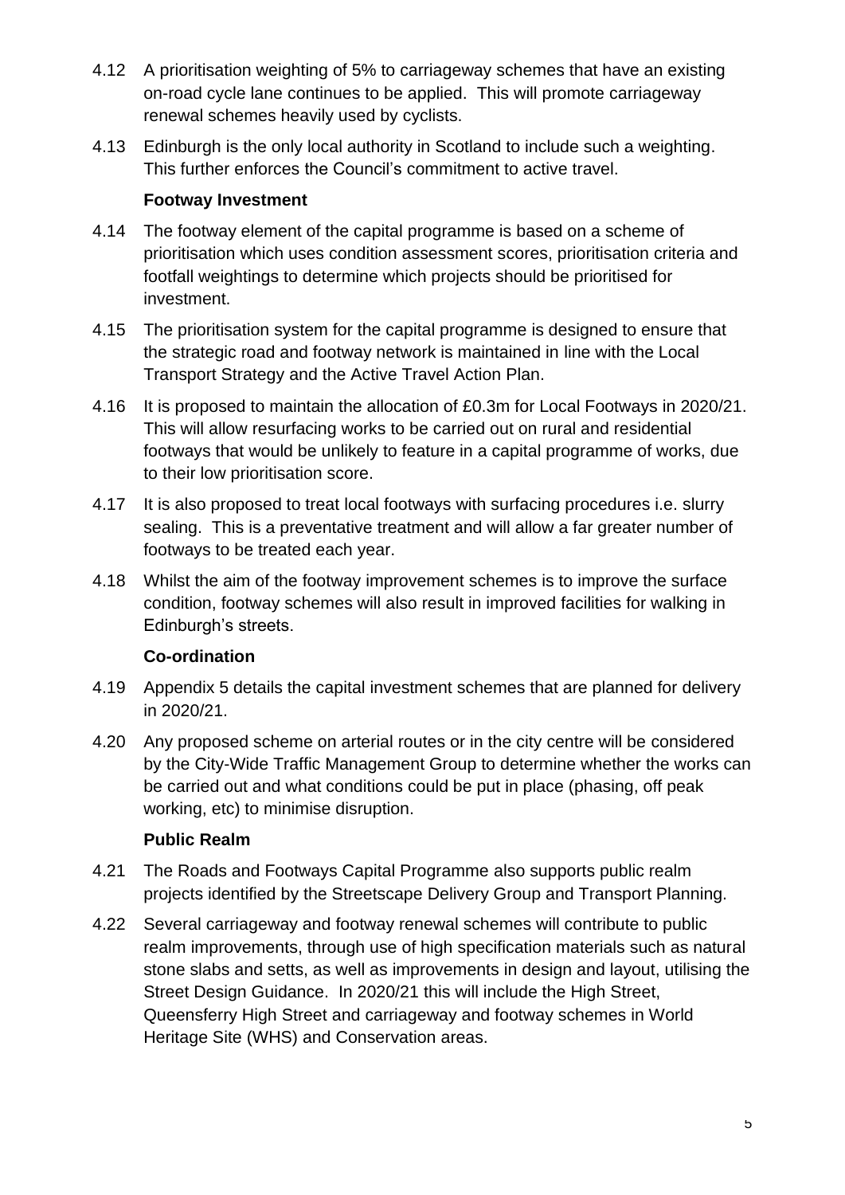4.12 A prioritisation weighting of 5% to carriageway schemes that have an existing on-road cycle lane continues to be applied. This will promote carriageway renewal schemes heavily used by cyclists.

4.13 Edinburgh is the only local authority in Scotland to include such a weighting. This further enforces the Council's commitment to active travel.

**Footway Investment**

4.14 The footway element of the capital programme is based on a scheme of prioritisation which uses condition assessment scores, prioritisation criteria and footfall weightings to determine which projects should be prioritised for investment.

4.15 The prioritisation system for the capital programme is designed to ensure that the strategic road and footway network is maintained in line with the Local Transport Strategy and the Active Travel Action Plan.

4.16 It is proposed to maintain the allocation of £0.3m for Local Footways in 2020/21. This will allow resurfacing works to be carried out on rural and residential footways that would be unlikely to feature in a capital programme of works, due to their low prioritisation score.

4.17 It is also proposed to treat local footways with surfacing procedures i.e. slurry sealing. This is a preventative treatment and will allow a far greater number of footways to be treated each year.

4.18 Whilst the aim of the footway improvement schemes is to improve the surface condition, footway schemes will also result in improved facilities for walking in Edinburgh's streets.

**Co-ordination**

4.19 Appendix 5 details the capital investment schemes that are planned for delivery in 2020/21.

4.20 Any proposed scheme on arterial routes or in the city centre will be considered by the City-Wide Traffic Management Group to determine whether the works can be carried out and what conditions could be put in place (phasing, off peak working, etc) to minimise disruption.

**Public Realm**

4.21 The Roads and Footways Capital Programme also supports public realm projects identified by the Streetscape Delivery Group and Transport Planning.

4.22 Several carriageway and footway renewal schemes will contribute to public realm improvements, through use of high specification materials such as natural stone slabs and setts, as well as improvements in design and layout, utilising the Street Design Guidance. In 2020/21 this will include the High Street, Queensferry High Street and carriageway and footway schemes in World Heritage Site (WHS) and Conservation areas.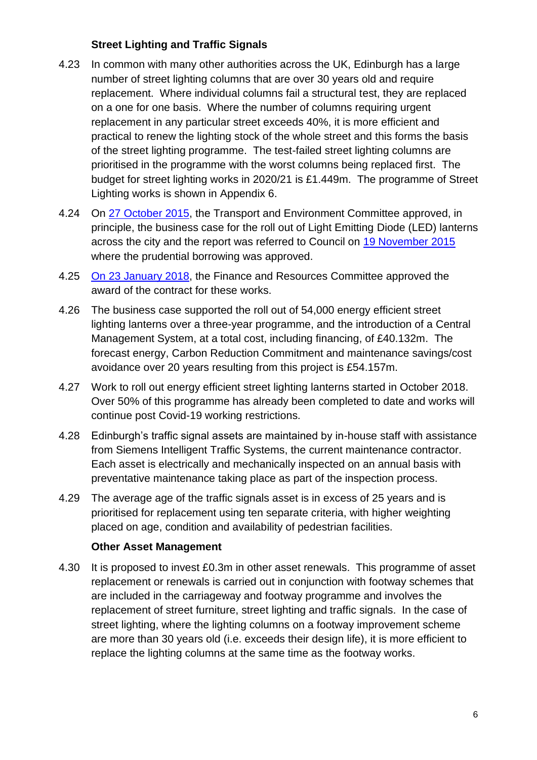**Street Lighting and Traffic Signals**

4.23 In common with many other authorities across the UK, Edinburgh has a large number of street lighting columns that are over 30 years old and require replacement. Where individual columns fail a structural test, they are replaced on a one for one basis. Where the number of columns requiring urgent replacement in any particular street exceeds 40%, it is more efficient and practical to renew the lighting stock of the whole street and this forms the basis of the street lighting programme. The test-failed street lighting columns are prioritised in the programme with the worst columns being replaced first. The budget for street lighting works in 2020/21 is £1.449m. The programme of Street Lighting works is shown in Appendix 6.

4.24 On 27 October 2015, the Transport and Environment Committee approved, in principle, the business case for the roll out of Light Emitting Diode (LED) lanterns across the city and the report was referred to Council on 19 November 2015 where the prudential borrowing was approved.

4.25 On 23 January 2018, the Finance and Resources Committee approved the award of the contract for these works.

4.26 The business case supported the roll out of 54,000 energy efficient street lighting lanterns over a three-year programme, and the introduction of a Central Management System, at a total cost, including financing, of £40.132m. The forecast energy, Carbon Reduction Commitment and maintenance savings/cost avoidance over 20 years resulting from this project is £54.157m.

4.27 Work to roll out energy efficient street lighting lanterns started in October 2018. Over 50% of this programme has already been completed to date and works will continue post Covid-19 working restrictions.

4.28 Edinburgh's traffic signal assets are maintained by in-house staff with assistance from Siemens Intelligent Traffic Systems, the current maintenance contractor. Each asset is electrically and mechanically inspected on an annual basis with preventative maintenance taking place as part of the inspection process.

4.29 The average age of the traffic signals asset is in excess of 25 years and is prioritised for replacement using ten separate criteria, with higher weighting placed on age, condition and availability of pedestrian facilities.

**Other Asset Management**

4.30 It is proposed to invest £0.3m in other asset renewals. This programme of asset replacement or renewals is carried out in conjunction with footway schemes that are included in the carriageway and footway programme and involves the replacement of street furniture, street lighting and traffic signals. In the case of street lighting, where the lighting columns on a footway improvement scheme are more than 30 years old (i.e. exceeds their design life), it is more efficient to replace the lighting columns at the same time as the footway works.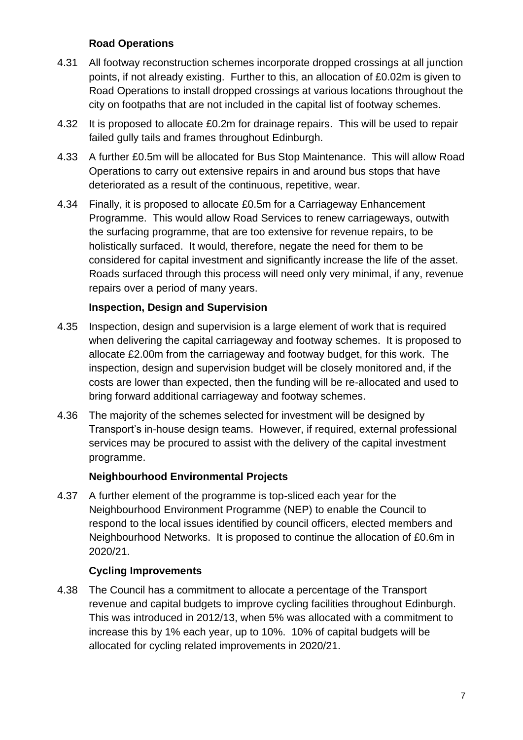**Road Operations**

4.31 All footway reconstruction schemes incorporate dropped crossings at all junction points, if not already existing. Further to this, an allocation of £0.02m is given to Road Operations to install dropped crossings at various locations throughout the city on footpaths that are not included in the capital list of footway schemes.

4.32 It is proposed to allocate £0.2m for drainage repairs. This will be used to repair failed gully tails and frames throughout Edinburgh.

4.33 A further £0.5m will be allocated for Bus Stop Maintenance. This will allow Road Operations to carry out extensive repairs in and around bus stops that have deteriorated as a result of the continuous, repetitive, wear.

4.34 Finally, it is proposed to allocate £0.5m for a Carriageway Enhancement Programme. This would allow Road Services to renew carriageways, outwith the surfacing programme, that are too extensive for revenue repairs, to be holistically surfaced. It would, therefore, negate the need for them to be considered for capital investment and significantly increase the life of the asset. Roads surfaced through this process will need only very minimal, if any, revenue repairs over a period of many years.

**Inspection, Design and Supervision**

4.35 Inspection, design and supervision is a large element of work that is required when delivering the capital carriageway and footway schemes. It is proposed to allocate £2.00m from the carriageway and footway budget, for this work. The inspection, design and supervision budget will be closely monitored and, if the costs are lower than expected, then the funding will be re-allocated and used to bring forward additional carriageway and footway schemes.

4.36 The majority of the schemes selected for investment will be designed by Transport's in-house design teams. However, if required, external professional services may be procured to assist with the delivery of the capital investment programme.

**Neighbourhood Environmental Projects**

4.37 A further element of the programme is top-sliced each year for the Neighbourhood Environment Programme (NEP) to enable the Council to respond to the local issues identified by council officers, elected members and Neighbourhood Networks. It is proposed to continue the allocation of £0.6m in 2020/21.

**Cycling Improvements**

4.38 The Council has a commitment to allocate a percentage of the Transport revenue and capital budgets to improve cycling facilities throughout Edinburgh. This was introduced in 2012/13, when 5% was allocated with a commitment to increase this by 1% each year, up to 10%. 10% of capital budgets will be allocated for cycling related improvements in 2020/21.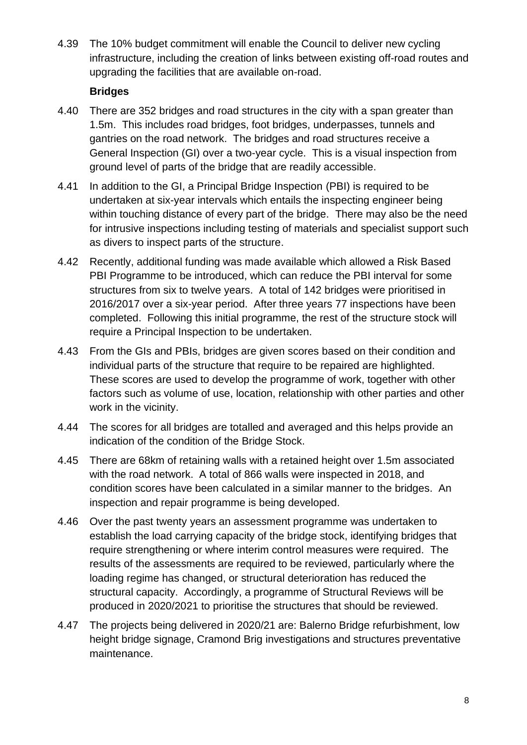4.39 The 10% budget commitment will enable the Council to deliver new cycling infrastructure, including the creation of links between existing off-road routes and upgrading the facilities that are available on-road.

**Bridges**

4.40 There are 352 bridges and road structures in the city with a span greater than 1.5m. This includes road bridges, foot bridges, underpasses, tunnels and gantries on the road network. The bridges and road structures receive a General Inspection (GI) over a two-year cycle. This is a visual inspection from ground level of parts of the bridge that are readily accessible.

4.41 In addition to the GI, a Principal Bridge Inspection (PBI) is required to be undertaken at six-year intervals which entails the inspecting engineer being within touching distance of every part of the bridge. There may also be the need for intrusive inspections including testing of materials and specialist support such as divers to inspect parts of the structure.

4.42 Recently, additional funding was made available which allowed a Risk Based PBI Programme to be introduced, which can reduce the PBI interval for some structures from six to twelve years. A total of 142 bridges were prioritised in 2016/2017 over a six-year period. After three years 77 inspections have been completed. Following this initial programme, the rest of the structure stock will require a Principal Inspection to be undertaken.

4.43 From the GIs and PBIs, bridges are given scores based on their condition and individual parts of the structure that require to be repaired are highlighted. These scores are used to develop the programme of work, together with other factors such as volume of use, location, relationship with other parties and other work in the vicinity.

4.44 The scores for all bridges are totalled and averaged and this helps provide an indication of the condition of the Bridge Stock.

4.45 There are 68km of retaining walls with a retained height over 1.5m associated with the road network. A total of 866 walls were inspected in 2018, and condition scores have been calculated in a similar manner to the bridges. An inspection and repair programme is being developed.

4.46 Over the past twenty years an assessment programme was undertaken to establish the load carrying capacity of the bridge stock, identifying bridges that require strengthening or where interim control measures were required. The results of the assessments are required to be reviewed, particularly where the loading regime has changed, or structural deterioration has reduced the structural capacity. Accordingly, a programme of Structural Reviews will be produced in 2020/2021 to prioritise the structures that should be reviewed.

4.47 The projects being delivered in 2020/21 are: Balerno Bridge refurbishment, low height bridge signage, Cramond Brig investigations and structures preventative maintenance.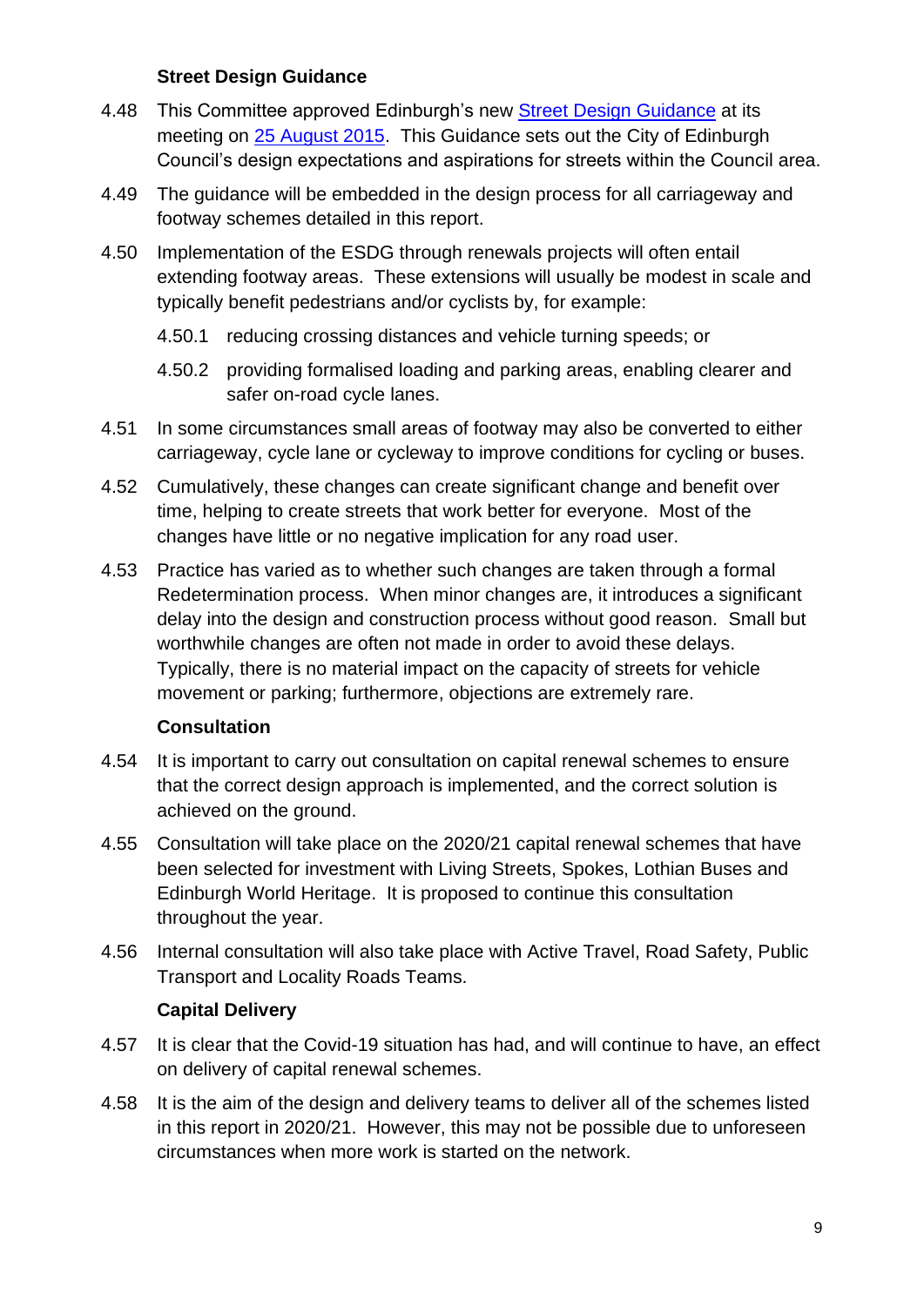### Street Design Guidance

4.48 This Committee approved Edinburgh's new [Street Design Guidance](Street Design Guidance) at its meeting on [25 August 2015](25 August 2015). This Guidance sets out the City of Edinburgh Council's design expectations and aspirations for streets within the Council area.

4.49 The guidance will be embedded in the design process for all carriageway and footway schemes detailed in this report.

4.50 Implementation of the ESDG through renewals projects will often entail extending footway areas. These extensions will usually be modest in scale and typically benefit pedestrians and/or cyclists by, for example:

4.50.1 reducing crossing distances and vehicle turning speeds; or

4.50.2 providing formalised loading and parking areas, enabling clearer and safer on-road cycle lanes.

4.51 In some circumstances small areas of footway may also be converted to either carriageway, cycle lane or cycleway to improve conditions for cycling or buses.

4.52 Cumulatively, these changes can create significant change and benefit over time, helping to create streets that work better for everyone. Most of the changes have little or no negative implication for any road user.

4.53 Practice has varied as to whether such changes are taken through a formal Redetermination process. When minor changes are, it introduces a significant delay into the design and construction process without good reason. Small but worthwhile changes are often not made in order to avoid these delays. Typically, there is no material impact on the capacity of streets for vehicle movement or parking; furthermore, objections are extremely rare.

### Consultation

4.54 It is important to carry out consultation on capital renewal schemes to ensure that the correct design approach is implemented, and the correct solution is achieved on the ground.

4.55 Consultation will take place on the 2020/21 capital renewal schemes that have been selected for investment with Living Streets, Spokes, Lothian Buses and Edinburgh World Heritage. It is proposed to continue this consultation throughout the year.

4.56 Internal consultation will also take place with Active Travel, Road Safety, Public Transport and Locality Roads Teams.

### Capital Delivery

4.57 It is clear that the Covid-19 situation has had, and will continue to have, an effect on delivery of capital renewal schemes.

4.58 It is the aim of the design and delivery teams to deliver all of the schemes listed in this report in 2020/21. However, this may not be possible due to unforeseen circumstances when more work is started on the network.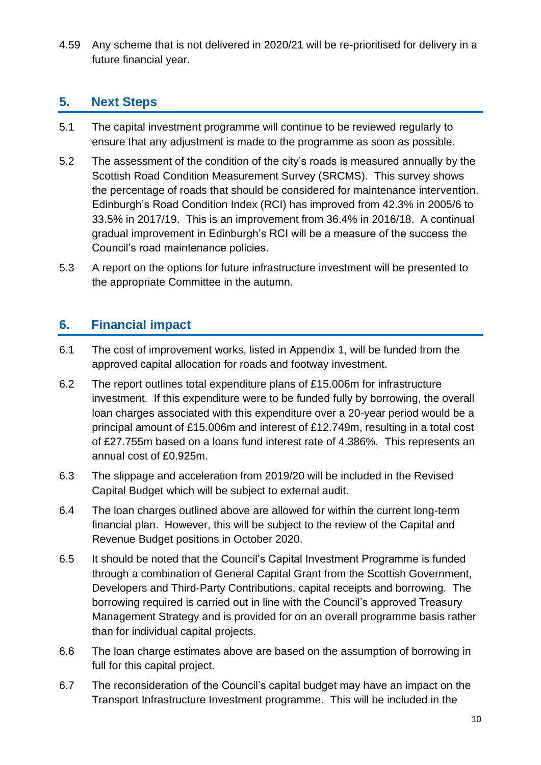4.59 Any scheme that is not delivered in 2020/21 will be re-prioritised for delivery in a future financial year.

## 5. Next Steps

5.1 The capital investment programme will continue to be reviewed regularly to ensure that any adjustment is made to the programme as soon as possible.

5.2 The assessment of the condition of the city's roads is measured annually by the Scottish Road Condition Measurement Survey (SRCMS). This survey shows the percentage of roads that should be considered for maintenance intervention. Edinburgh's Road Condition Index (RCI) has improved from 42.3% in 2005/6 to 33.5% in 2017/19. This is an improvement from 36.4% in 2016/18. A continual gradual improvement in Edinburgh's RCI will be a measure of the success the Council's road maintenance policies.

5.3 A report on the options for future infrastructure investment will be presented to the appropriate Committee in the autumn.

## 6. Financial impact

6.1 The cost of improvement works, listed in Appendix 1, will be funded from the approved capital allocation for roads and footway investment.

6.2 The report outlines total expenditure plans of £15.006m for infrastructure investment. If this expenditure were to be funded fully by borrowing, the overall loan charges associated with this expenditure over a 20-year period would be a principal amount of £15.006m and interest of £12.749m, resulting in a total cost of £27.755m based on a loans fund interest rate of 4.386%. This represents an annual cost of £0.925m.

6.3 The slippage and acceleration from 2019/20 will be included in the Revised Capital Budget which will be subject to external audit.

6.4 The loan charges outlined above are allowed for within the current long-term financial plan. However, this will be subject to the review of the Capital and Revenue Budget positions in October 2020.

6.5 It should be noted that the Council's Capital Investment Programme is funded through a combination of General Capital Grant from the Scottish Government, Developers and Third-Party Contributions, capital receipts and borrowing. The borrowing required is carried out in line with the Council's approved Treasury Management Strategy and is provided for on an overall programme basis rather than for individual capital projects.

6.6 The loan charge estimates above are based on the assumption of borrowing in full for this capital project.

6.7 The reconsideration of the Council's capital budget may have an impact on the Transport Infrastructure Investment programme. This will be included in the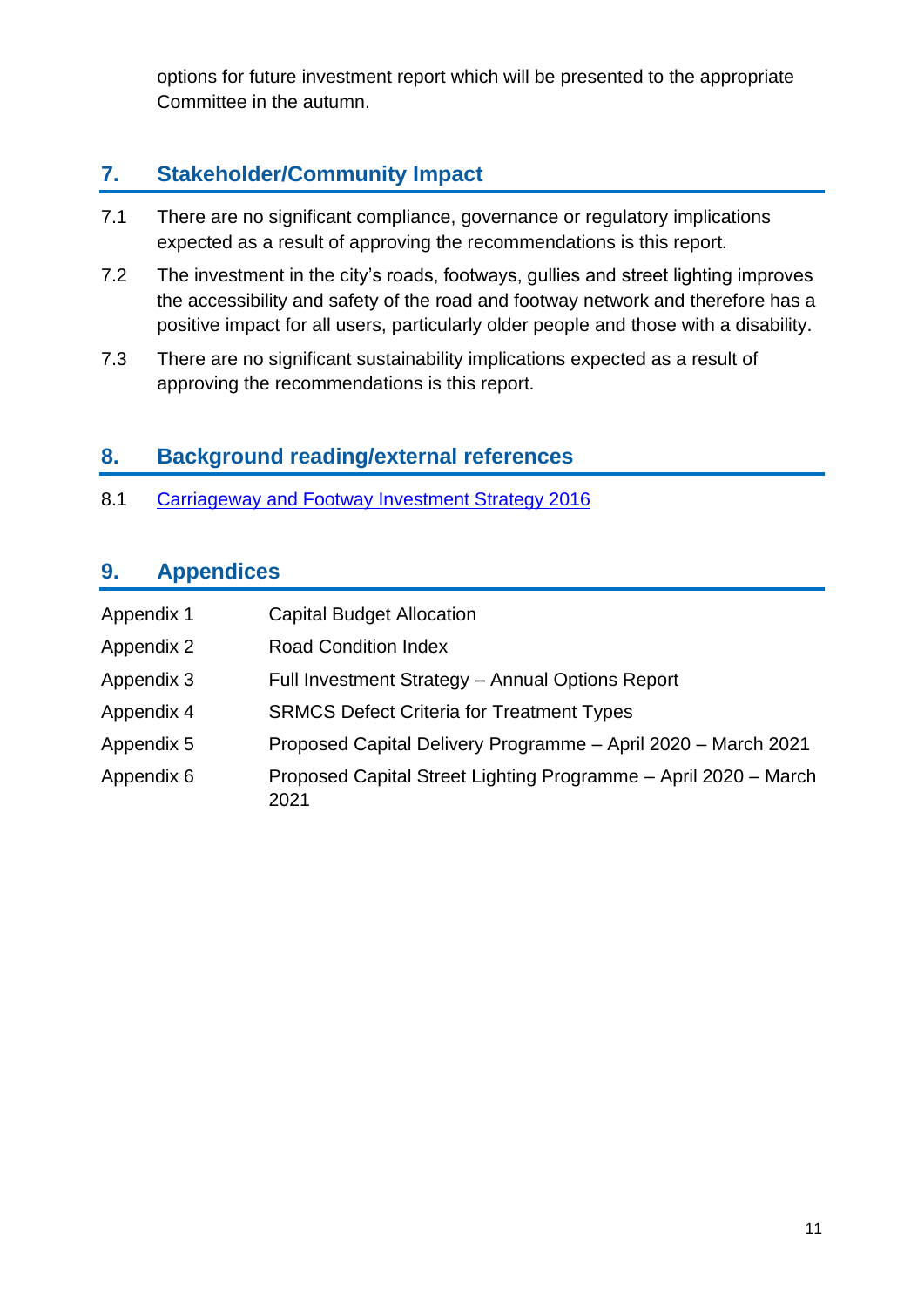options for future investment report which will be presented to the appropriate Committee in the autumn.

## 7. Stakeholder/Community Impact

7.1 There are no significant compliance, governance or regulatory implications expected as a result of approving the recommendations is this report.

7.2 The investment in the city's roads, footways, gullies and street lighting improves the accessibility and safety of the road and footway network and therefore has a positive impact for all users, particularly older people and those with a disability.

7.3 There are no significant sustainability implications expected as a result of approving the recommendations is this report.

## 8. Background reading/external references

8.1 Carriageway and Footway Investment Strategy 2016

## 9. Appendices

| | |
|---|---|
| Appendix 1 | Capital Budget Allocation |
| Appendix 2 | Road Condition Index |
| Appendix 3 | Full Investment Strategy – Annual Options Report |
| Appendix 4 | SRMCS Defect Criteria for Treatment Types |
| Appendix 5 | Proposed Capital Delivery Programme – April 2020 – March 2021 |
| Appendix 6 | Proposed Capital Street Lighting Programme – April 2020 – March 2021 |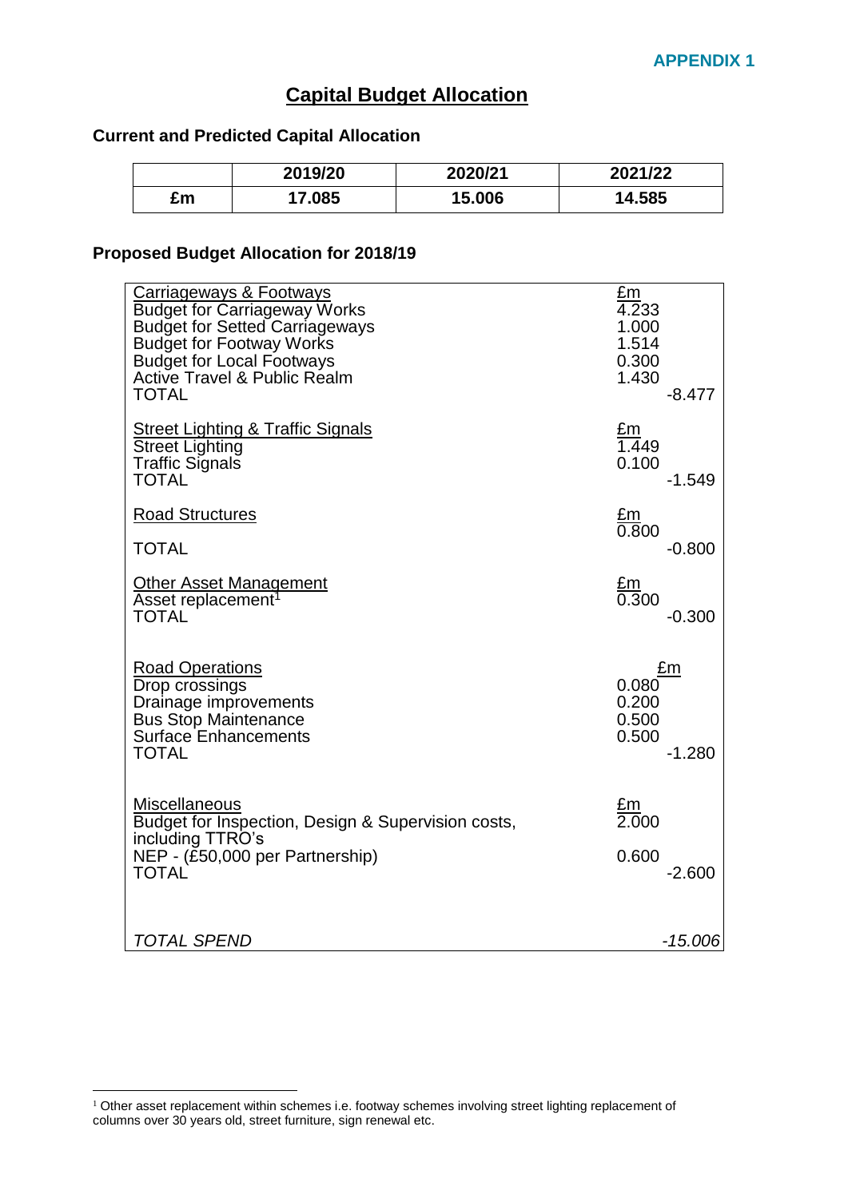**APPENDIX 1**

# Capital Budget Allocation

### Current and Predicted Capital Allocation

| | 2019/20 | 2020/21 | 2021/22 |
|---|---|---|---|
| **£m** | **17.085** | **15.006** | **14.585** |

### Proposed Budget Allocation for 2018/19

| | £m | |
|---|---|---|
| Carriageways & Footways | | |
| Budget for Carriageway Works | 4.233 | |
| Budget for Setted Carriageways | 1.000 | |
| Budget for Footway Works | 1.514 | |
| Budget for Local Footways | 0.300 | |
| Active Travel & Public Realm | 1.430 | |
| TOTAL | | -8.477 |
| Street Lighting & Traffic Signals | £m | |
| Street Lighting | 1.449 | |
| Traffic Signals | 0.100 | |
| TOTAL | | -1.549 |
| Road Structures | £m | |
| | 0.800 | |
| TOTAL | | -0.800 |
| Other Asset Management | £m | |
| Asset replacement[1] | 0.300 | |
| TOTAL | | -0.300 |
| Road Operations | £m | |
| Drop crossings | 0.080 | |
| Drainage improvements | 0.200 | |
| Bus Stop Maintenance | 0.500 | |
| Surface Enhancements | 0.500 | |
| TOTAL | | -1.280 |
| Miscellaneous | £m | |
| Budget for Inspection, Design & Supervision costs, including TTRO's | 2.000 | |
| NEP - (£50,000 per Partnership) | 0.600 | |
| TOTAL | | -2.600 |
| *TOTAL SPEND* | | *-15.006* |

[1] Other asset replacement within schemes i.e. footway schemes involving street lighting replacement of columns over 30 years old, street furniture, sign renewal etc.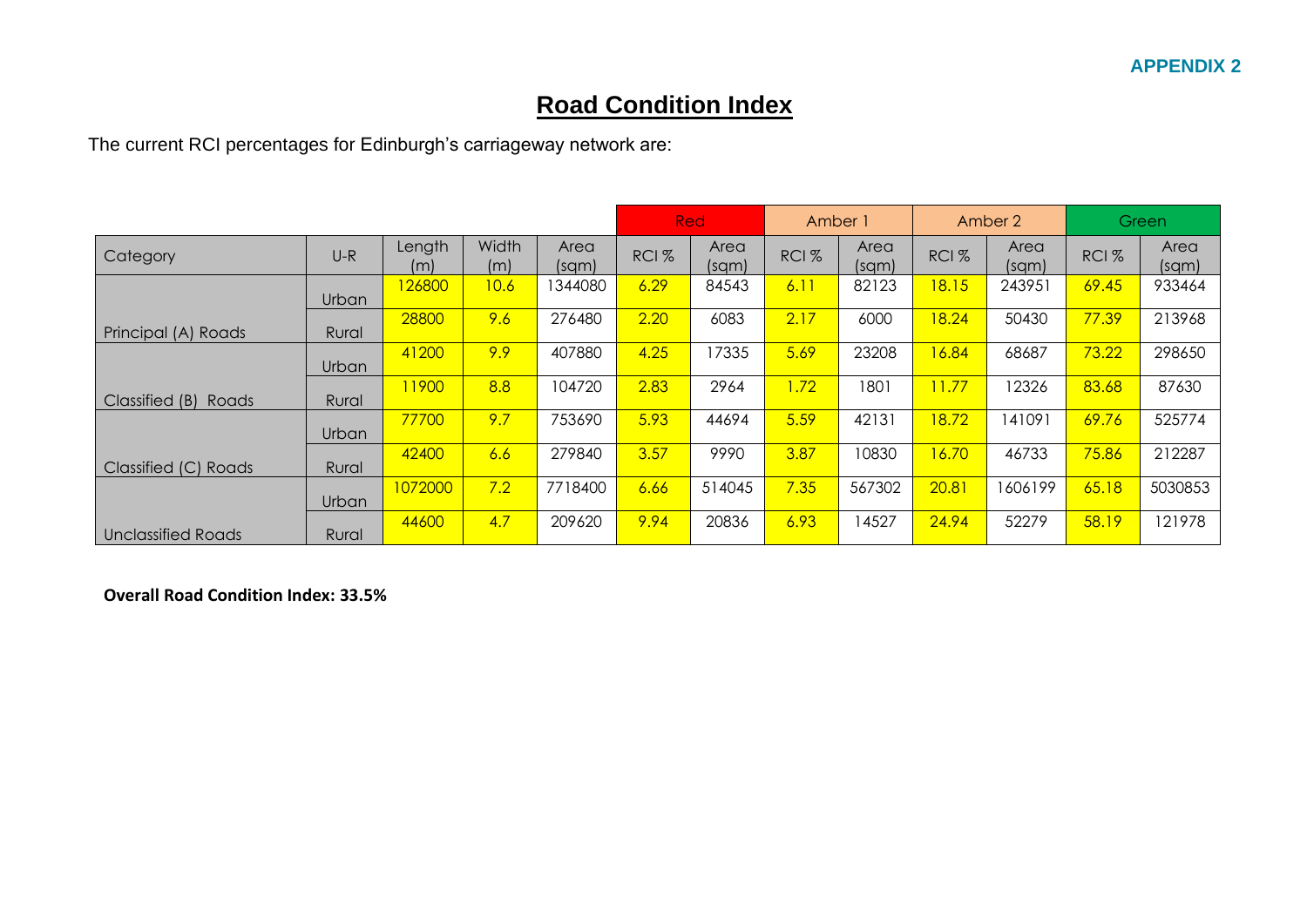APPENDIX 2

# Road Condition Index

The current RCI percentages for Edinburgh's carriageway network are:

| | | | | | Red | | Amber 1 | | Amber 2 | | Green | |
|---|---|---|---|---|---|---|---|---|---|---|---|---|
| Category | U-R | Length (m) | Width (m) | Area (sqm) | RCI % | Area (sqm) | RCI % | Area (sqm) | RCI % | Area (sqm) | RCI % | Area (sqm) |
| Principal (A) Roads | Urban | 126800 | 10.6 | 1344080 | 6.29 | 84543 | 6.11 | 82123 | 18.15 | 243951 | 69.45 | 933464 |
| | Rural | 28800 | 9.6 | 276480 | 2.20 | 6083 | 2.17 | 6000 | 18.24 | 50430 | 77.39 | 213968 |
| Classified (B) Roads | Urban | 41200 | 9.9 | 407880 | 4.25 | 17335 | 5.69 | 23208 | 16.84 | 68687 | 73.22 | 298650 |
| | Rural | 11900 | 8.8 | 104720 | 2.83 | 2964 | 1.72 | 1801 | 11.77 | 12326 | 83.68 | 87630 |
| Classified (C) Roads | Urban | 77700 | 9.7 | 753690 | 5.93 | 44694 | 5.59 | 42131 | 18.72 | 141091 | 69.76 | 525774 |
| | Rural | 42400 | 6.6 | 279840 | 3.57 | 9990 | 3.87 | 10830 | 16.70 | 46733 | 75.86 | 212287 |
| Unclassified Roads | Urban | 1072000 | 7.2 | 7718400 | 6.66 | 514045 | 7.35 | 567302 | 20.81 | 1606199 | 65.18 | 5030853 |
| | Rural | 44600 | 4.7 | 209620 | 9.94 | 20836 | 6.93 | 14527 | 24.94 | 52279 | 58.19 | 121978 |

**Overall Road Condition Index: 33.5%**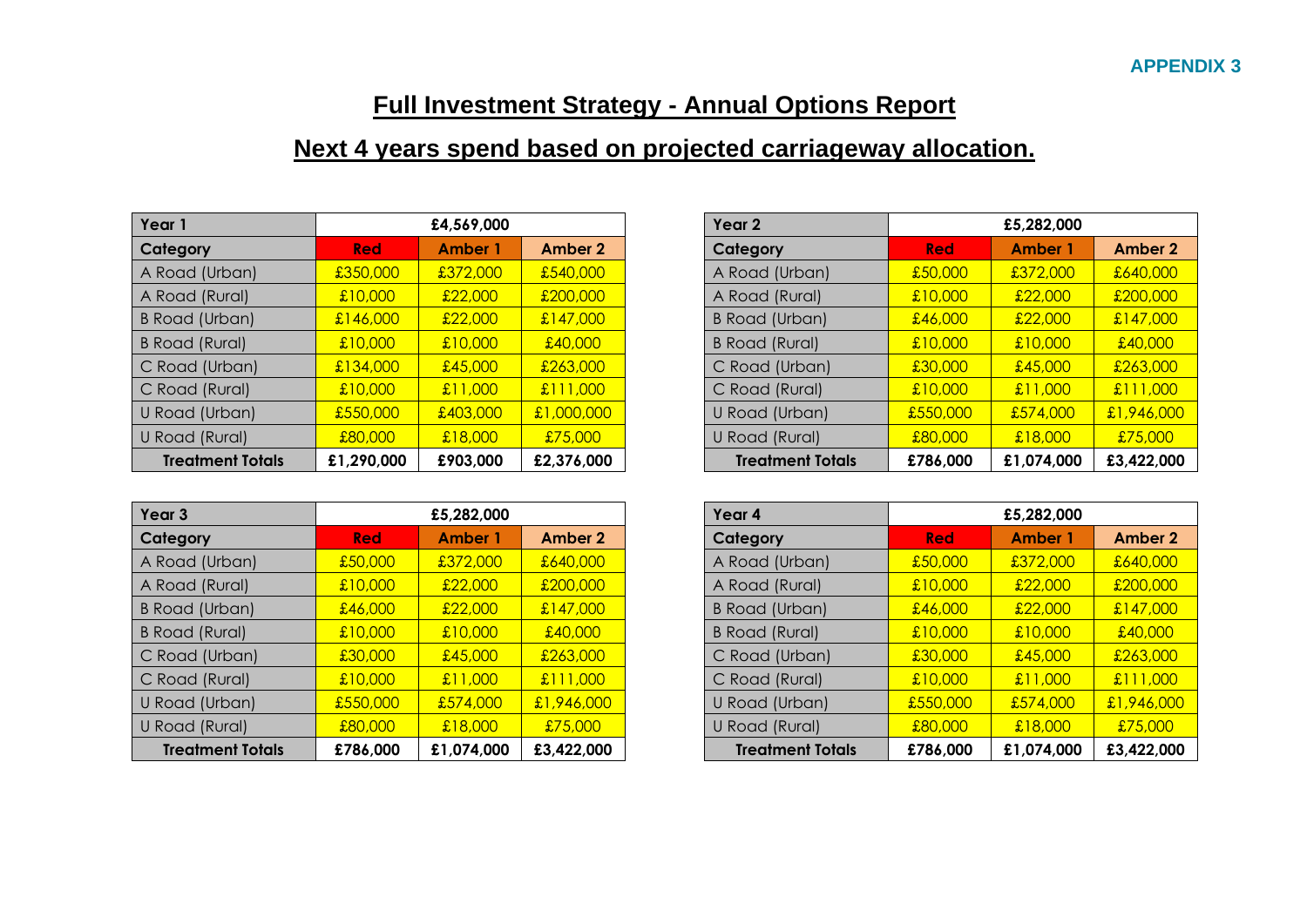APPENDIX 3

# Full Investment Strategy - Annual Options Report

## Next 4 years spend based on projected carriageway allocation.

| Year 1 | £4,569,000 | | |
|---|---|---|---|
| Category | Red | Amber 1 | Amber 2 |
| A Road (Urban) | £350,000 | £372,000 | £540,000 |
| A Road (Rural) | £10,000 | £22,000 | £200,000 |
| B Road (Urban) | £146,000 | £22,000 | £147,000 |
| B Road (Rural) | £10,000 | £10,000 | £40,000 |
| C Road (Urban) | £134,000 | £45,000 | £263,000 |
| C Road (Rural) | £10,000 | £11,000 | £111,000 |
| U Road (Urban) | £550,000 | £403,000 | £1,000,000 |
| U Road (Rural) | £80,000 | £18,000 | £75,000 |
| **Treatment Totals** | **£1,290,000** | **£903,000** | **£2,376,000** |

| Year 2 | £5,282,000 | | |
|---|---|---|---|
| Category | Red | Amber 1 | Amber 2 |
| A Road (Urban) | £50,000 | £372,000 | £640,000 |
| A Road (Rural) | £10,000 | £22,000 | £200,000 |
| B Road (Urban) | £46,000 | £22,000 | £147,000 |
| B Road (Rural) | £10,000 | £10,000 | £40,000 |
| C Road (Urban) | £30,000 | £45,000 | £263,000 |
| C Road (Rural) | £10,000 | £11,000 | £111,000 |
| U Road (Urban) | £550,000 | £574,000 | £1,946,000 |
| U Road (Rural) | £80,000 | £18,000 | £75,000 |
| **Treatment Totals** | **£786,000** | **£1,074,000** | **£3,422,000** |

| Year 3 | £5,282,000 | | |
|---|---|---|---|
| Category | Red | Amber 1 | Amber 2 |
| A Road (Urban) | £50,000 | £372,000 | £640,000 |
| A Road (Rural) | £10,000 | £22,000 | £200,000 |
| B Road (Urban) | £46,000 | £22,000 | £147,000 |
| B Road (Rural) | £10,000 | £10,000 | £40,000 |
| C Road (Urban) | £30,000 | £45,000 | £263,000 |
| C Road (Rural) | £10,000 | £11,000 | £111,000 |
| U Road (Urban) | £550,000 | £574,000 | £1,946,000 |
| U Road (Rural) | £80,000 | £18,000 | £75,000 |
| **Treatment Totals** | **£786,000** | **£1,074,000** | **£3,422,000** |

| Year 4 | £5,282,000 | | |
|---|---|---|---|
| Category | Red | Amber 1 | Amber 2 |
| A Road (Urban) | £50,000 | £372,000 | £640,000 |
| A Road (Rural) | £10,000 | £22,000 | £200,000 |
| B Road (Urban) | £46,000 | £22,000 | £147,000 |
| B Road (Rural) | £10,000 | £10,000 | £40,000 |
| C Road (Urban) | £30,000 | £45,000 | £263,000 |
| C Road (Rural) | £10,000 | £11,000 | £111,000 |
| U Road (Urban) | £550,000 | £574,000 | £1,946,000 |
| U Road (Rural) | £80,000 | £18,000 | £75,000 |
| **Treatment Totals** | **£786,000** | **£1,074,000** | **£3,422,000** |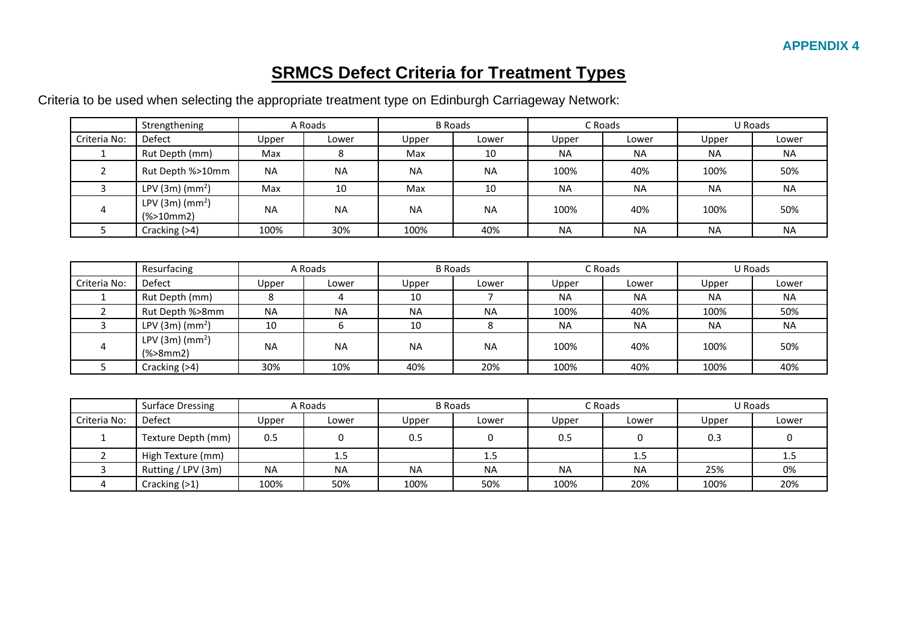**APPENDIX 4**

# SRMCS Defect Criteria for Treatment Types

Criteria to be used when selecting the appropriate treatment type on Edinburgh Carriageway Network:

| | Strengthening | A Roads | | B Roads | | C Roads | | U Roads | |
|---|---|---|---|---|---|---|---|---|---|
| Criteria No: | Defect | Upper | Lower | Upper | Lower | Upper | Lower | Upper | Lower |
| 1 | Rut Depth (mm) | Max | 8 | Max | 10 | NA | NA | NA | NA |
| 2 | Rut Depth %>10mm | NA | NA | NA | NA | 100% | 40% | 100% | 50% |
| 3 | LPV (3m) ($mm^2$) | Max | 10 | Max | 10 | NA | NA | NA | NA |
| 4 | LPV (3m) ($mm^2$) (%>10mm2) | NA | NA | NA | NA | 100% | 40% | 100% | 50% |
| 5 | Cracking (>4) | 100% | 30% | 100% | 40% | NA | NA | NA | NA |

| | Resurfacing | A Roads | | B Roads | | C Roads | | U Roads | |
|---|---|---|---|---|---|---|---|---|---|
| Criteria No: | Defect | Upper | Lower | Upper | Lower | Upper | Lower | Upper | Lower |
| 1 | Rut Depth (mm) | 8 | 4 | 10 | 7 | NA | NA | NA | NA |
| 2 | Rut Depth %>8mm | NA | NA | NA | NA | 100% | 40% | 100% | 50% |
| 3 | LPV (3m) ($mm^2$) | 10 | 6 | 10 | 8 | NA | NA | NA | NA |
| 4 | LPV (3m) ($mm^2$) (%>8mm2) | NA | NA | NA | NA | 100% | 40% | 100% | 50% |
| 5 | Cracking (>4) | 30% | 10% | 40% | 20% | 100% | 40% | 100% | 40% |

| | Surface Dressing | A Roads | | B Roads | | C Roads | | U Roads | |
|---|---|---|---|---|---|---|---|---|---|
| Criteria No: | Defect | Upper | Lower | Upper | Lower | Upper | Lower | Upper | Lower |
| 1 | Texture Depth (mm) | 0.5 | 0 | 0.5 | 0 | 0.5 | 0 | 0.3 | 0 |
| 2 | High Texture (mm) | | 1.5 | | 1.5 | | 1.5 | | 1.5 |
| 3 | Rutting / LPV (3m) | NA | NA | NA | NA | NA | NA | 25% | 0% |
| 4 | Cracking (>1) | 100% | 50% | 100% | 50% | 100% | 20% | 100% | 20% |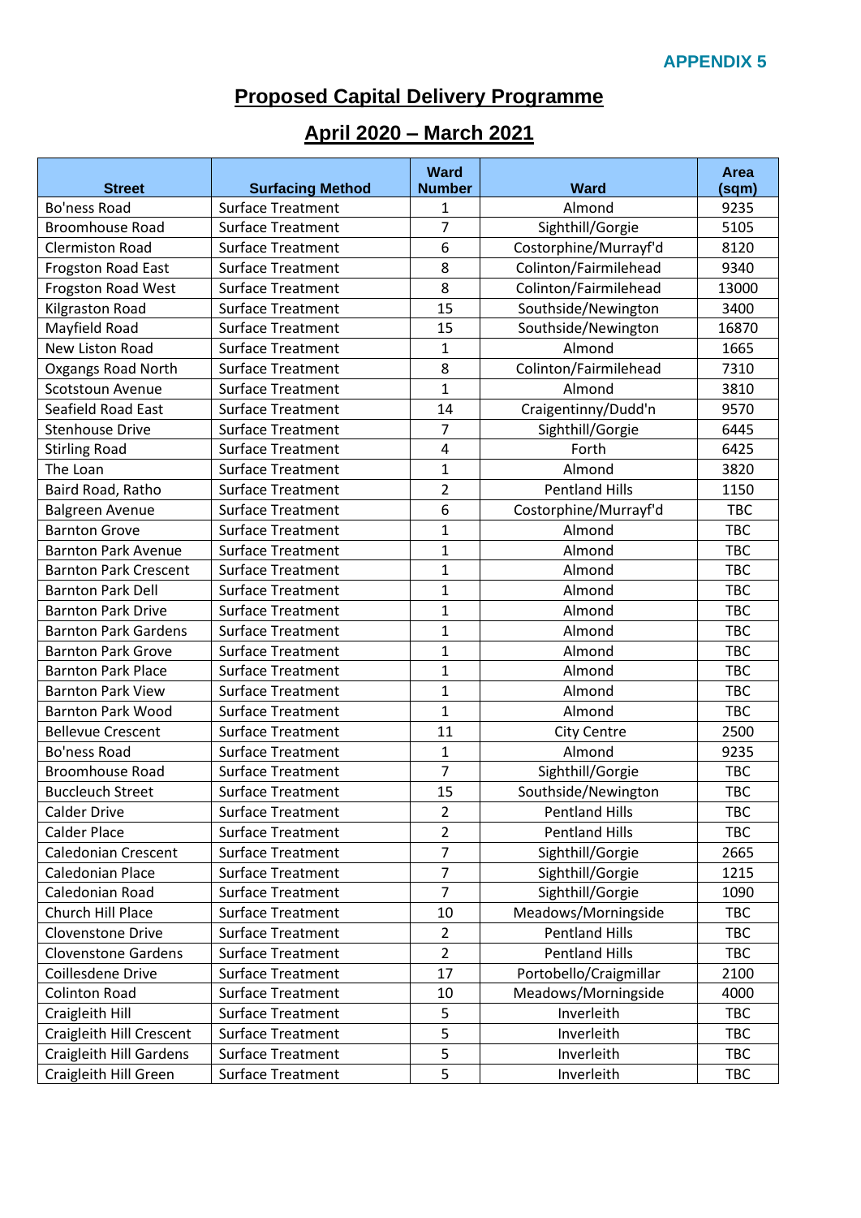**APPENDIX 5**

# Proposed Capital Delivery Programme

## April 2020 – March 2021

| Street | Surfacing Method | Ward Number | Ward | Area (sqm) |
|---|---|---|---|---|
| Bo'ness Road | Surface Treatment | 1 | Almond | 9235 |
| Broomhouse Road | Surface Treatment | 7 | Sighthill/Gorgie | 5105 |
| Clermiston Road | Surface Treatment | 6 | Costorphine/Murrayf'd | 8120 |
| Frogston Road East | Surface Treatment | 8 | Colinton/Fairmilehead | 9340 |
| Frogston Road West | Surface Treatment | 8 | Colinton/Fairmilehead | 13000 |
| Kilgraston Road | Surface Treatment | 15 | Southside/Newington | 3400 |
| Mayfield Road | Surface Treatment | 15 | Southside/Newington | 16870 |
| New Liston Road | Surface Treatment | 1 | Almond | 1665 |
| Oxgangs Road North | Surface Treatment | 8 | Colinton/Fairmilehead | 7310 |
| Scotstoun Avenue | Surface Treatment | 1 | Almond | 3810 |
| Seafield Road East | Surface Treatment | 14 | Craigentinny/Dudd'n | 9570 |
| Stenhouse Drive | Surface Treatment | 7 | Sighthill/Gorgie | 6445 |
| Stirling Road | Surface Treatment | 4 | Forth | 6425 |
| The Loan | Surface Treatment | 1 | Almond | 3820 |
| Baird Road, Ratho | Surface Treatment | 2 | Pentland Hills | 1150 |
| Balgreen Avenue | Surface Treatment | 6 | Costorphine/Murrayf'd | TBC |
| Barnton Grove | Surface Treatment | 1 | Almond | TBC |
| Barnton Park Avenue | Surface Treatment | 1 | Almond | TBC |
| Barnton Park Crescent | Surface Treatment | 1 | Almond | TBC |
| Barnton Park Dell | Surface Treatment | 1 | Almond | TBC |
| Barnton Park Drive | Surface Treatment | 1 | Almond | TBC |
| Barnton Park Gardens | Surface Treatment | 1 | Almond | TBC |
| Barnton Park Grove | Surface Treatment | 1 | Almond | TBC |
| Barnton Park Place | Surface Treatment | 1 | Almond | TBC |
| Barnton Park View | Surface Treatment | 1 | Almond | TBC |
| Barnton Park Wood | Surface Treatment | 1 | Almond | TBC |
| Bellevue Crescent | Surface Treatment | 11 | City Centre | 2500 |
| Bo'ness Road | Surface Treatment | 1 | Almond | 9235 |
| Broomhouse Road | Surface Treatment | 7 | Sighthill/Gorgie | TBC |
| Buccleuch Street | Surface Treatment | 15 | Southside/Newington | TBC |
| Calder Drive | Surface Treatment | 2 | Pentland Hills | TBC |
| Calder Place | Surface Treatment | 2 | Pentland Hills | TBC |
| Caledonian Crescent | Surface Treatment | 7 | Sighthill/Gorgie | 2665 |
| Caledonian Place | Surface Treatment | 7 | Sighthill/Gorgie | 1215 |
| Caledonian Road | Surface Treatment | 7 | Sighthill/Gorgie | 1090 |
| Church Hill Place | Surface Treatment | 10 | Meadows/Morningside | TBC |
| Clovenstone Drive | Surface Treatment | 2 | Pentland Hills | TBC |
| Clovenstone Gardens | Surface Treatment | 2 | Pentland Hills | TBC |
| Coillesdene Drive | Surface Treatment | 17 | Portobello/Craigmillar | 2100 |
| Colinton Road | Surface Treatment | 10 | Meadows/Morningside | 4000 |
| Craigleith Hill | Surface Treatment | 5 | Inverleith | TBC |
| Craigleith Hill Crescent | Surface Treatment | 5 | Inverleith | TBC |
| Craigleith Hill Gardens | Surface Treatment | 5 | Inverleith | TBC |
| Craigleith Hill Green | Surface Treatment | 5 | Inverleith | TBC |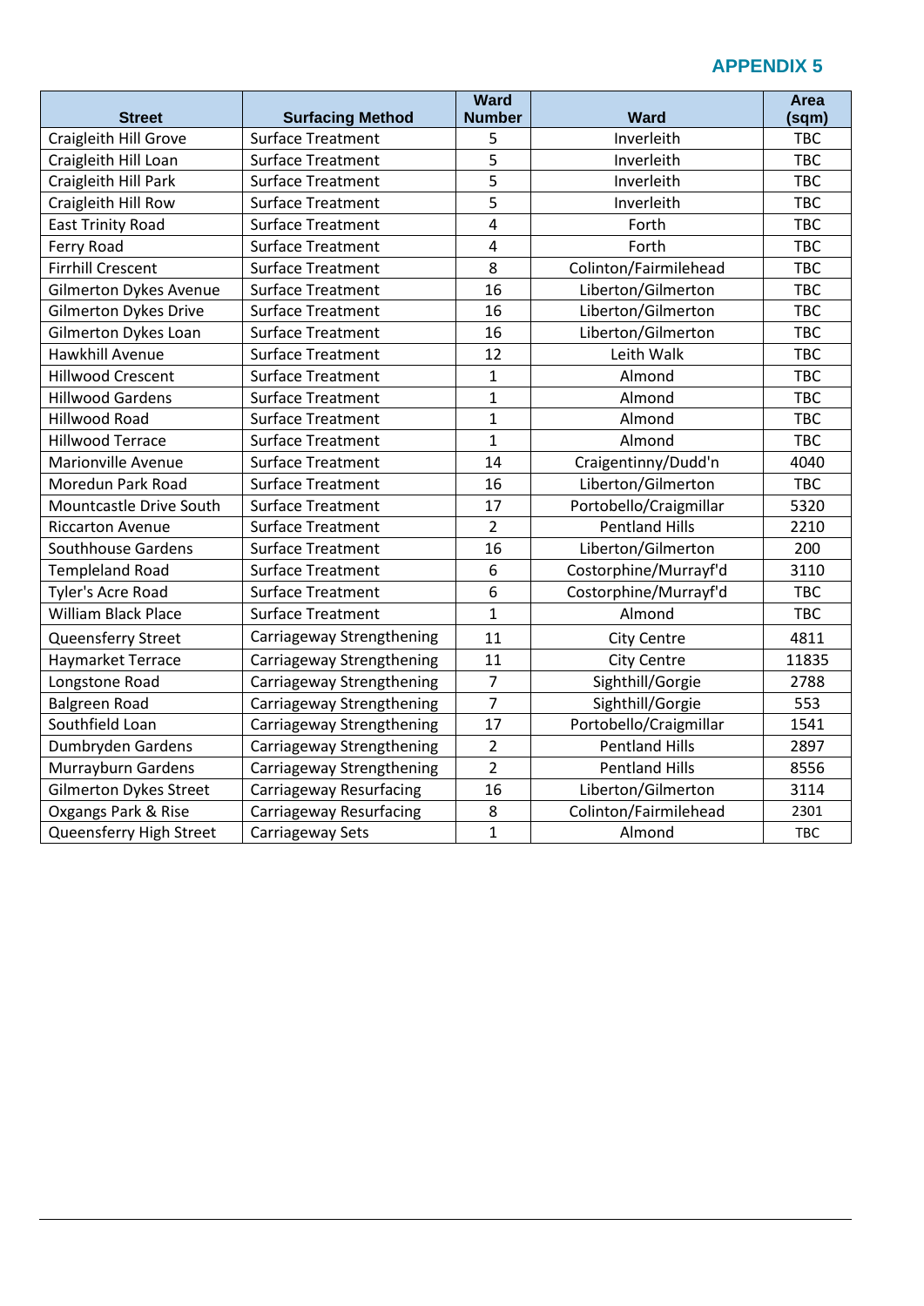**APPENDIX 5**

| Street | Surfacing Method | Ward Number | Ward | Area (sqm) |
|---|---|---|---|---|
| Craigleith Hill Grove | Surface Treatment | 5 | Inverleith | TBC |
| Craigleith Hill Loan | Surface Treatment | 5 | Inverleith | TBC |
| Craigleith Hill Park | Surface Treatment | 5 | Inverleith | TBC |
| Craigleith Hill Row | Surface Treatment | 5 | Inverleith | TBC |
| East Trinity Road | Surface Treatment | 4 | Forth | TBC |
| Ferry Road | Surface Treatment | 4 | Forth | TBC |
| Firrhill Crescent | Surface Treatment | 8 | Colinton/Fairmilehead | TBC |
| Gilmerton Dykes Avenue | Surface Treatment | 16 | Liberton/Gilmerton | TBC |
| Gilmerton Dykes Drive | Surface Treatment | 16 | Liberton/Gilmerton | TBC |
| Gilmerton Dykes Loan | Surface Treatment | 16 | Liberton/Gilmerton | TBC |
| Hawkhill Avenue | Surface Treatment | 12 | Leith Walk | TBC |
| Hillwood Crescent | Surface Treatment | 1 | Almond | TBC |
| Hillwood Gardens | Surface Treatment | 1 | Almond | TBC |
| Hillwood Road | Surface Treatment | 1 | Almond | TBC |
| Hillwood Terrace | Surface Treatment | 1 | Almond | TBC |
| Marionville Avenue | Surface Treatment | 14 | Craigentinny/Dudd'n | 4040 |
| Moredun Park Road | Surface Treatment | 16 | Liberton/Gilmerton | TBC |
| Mountcastle Drive South | Surface Treatment | 17 | Portobello/Craigmillar | 5320 |
| Riccarton Avenue | Surface Treatment | 2 | Pentland Hills | 2210 |
| Southhouse Gardens | Surface Treatment | 16 | Liberton/Gilmerton | 200 |
| Templeland Road | Surface Treatment | 6 | Costorphine/Murrayf'd | 3110 |
| Tyler's Acre Road | Surface Treatment | 6 | Costorphine/Murrayf'd | TBC |
| William Black Place | Surface Treatment | 1 | Almond | TBC |
| Queensferry Street | Carriageway Strengthening | 11 | City Centre | 4811 |
| Haymarket Terrace | Carriageway Strengthening | 11 | City Centre | 11835 |
| Longstone Road | Carriageway Strengthening | 7 | Sighthill/Gorgie | 2788 |
| Balgreen Road | Carriageway Strengthening | 7 | Sighthill/Gorgie | 553 |
| Southfield Loan | Carriageway Strengthening | 17 | Portobello/Craigmillar | 1541 |
| Dumbryden Gardens | Carriageway Strengthening | 2 | Pentland Hills | 2897 |
| Murrayburn Gardens | Carriageway Strengthening | 2 | Pentland Hills | 8556 |
| Gilmerton Dykes Street | Carriageway Resurfacing | 16 | Liberton/Gilmerton | 3114 |
| Oxgangs Park & Rise | Carriageway Resurfacing | 8 | Colinton/Fairmilehead | 2301 |
| Queensferry High Street | Carriageway Sets | 1 | Almond | TBC |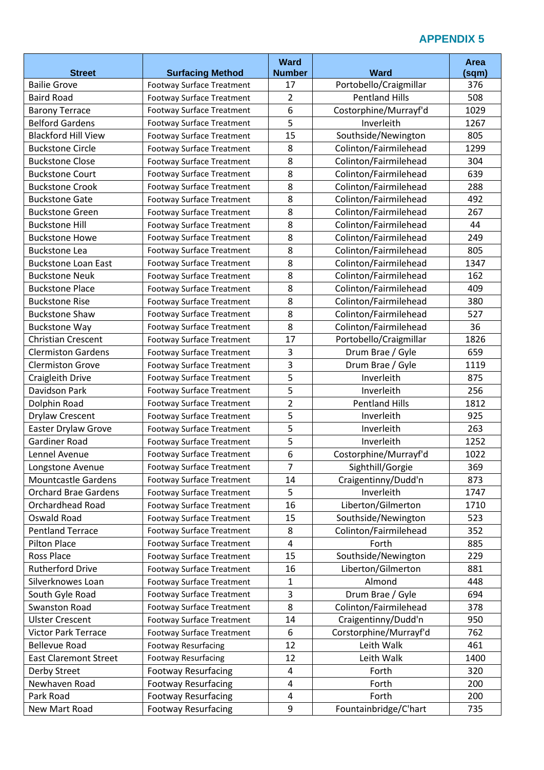**APPENDIX 5**

| Street | Surfacing Method | Ward Number | Ward | Area (sqm) |
|---|---|---|---|---|
| Bailie Grove | Footway Surface Treatment | 17 | Portobello/Craigmillar | 376 |
| Baird Road | Footway Surface Treatment | 2 | Pentland Hills | 508 |
| Barony Terrace | Footway Surface Treatment | 6 | Costorphine/Murrayf'd | 1029 |
| Belford Gardens | Footway Surface Treatment | 5 | Inverleith | 1267 |
| Blackford Hill View | Footway Surface Treatment | 15 | Southside/Newington | 805 |
| Buckstone Circle | Footway Surface Treatment | 8 | Colinton/Fairmilehead | 1299 |
| Buckstone Close | Footway Surface Treatment | 8 | Colinton/Fairmilehead | 304 |
| Buckstone Court | Footway Surface Treatment | 8 | Colinton/Fairmilehead | 639 |
| Buckstone Crook | Footway Surface Treatment | 8 | Colinton/Fairmilehead | 288 |
| Buckstone Gate | Footway Surface Treatment | 8 | Colinton/Fairmilehead | 492 |
| Buckstone Green | Footway Surface Treatment | 8 | Colinton/Fairmilehead | 267 |
| Buckstone Hill | Footway Surface Treatment | 8 | Colinton/Fairmilehead | 44 |
| Buckstone Howe | Footway Surface Treatment | 8 | Colinton/Fairmilehead | 249 |
| Buckstone Lea | Footway Surface Treatment | 8 | Colinton/Fairmilehead | 805 |
| Buckstone Loan East | Footway Surface Treatment | 8 | Colinton/Fairmilehead | 1347 |
| Buckstone Neuk | Footway Surface Treatment | 8 | Colinton/Fairmilehead | 162 |
| Buckstone Place | Footway Surface Treatment | 8 | Colinton/Fairmilehead | 409 |
| Buckstone Rise | Footway Surface Treatment | 8 | Colinton/Fairmilehead | 380 |
| Buckstone Shaw | Footway Surface Treatment | 8 | Colinton/Fairmilehead | 527 |
| Buckstone Way | Footway Surface Treatment | 8 | Colinton/Fairmilehead | 36 |
| Christian Crescent | Footway Surface Treatment | 17 | Portobello/Craigmillar | 1826 |
| Clermiston Gardens | Footway Surface Treatment | 3 | Drum Brae / Gyle | 659 |
| Clermiston Grove | Footway Surface Treatment | 3 | Drum Brae / Gyle | 1119 |
| Craigleith Drive | Footway Surface Treatment | 5 | Inverleith | 875 |
| Davidson Park | Footway Surface Treatment | 5 | Inverleith | 256 |
| Dolphin Road | Footway Surface Treatment | 2 | Pentland Hills | 1812 |
| Drylaw Crescent | Footway Surface Treatment | 5 | Inverleith | 925 |
| Easter Drylaw Grove | Footway Surface Treatment | 5 | Inverleith | 263 |
| Gardiner Road | Footway Surface Treatment | 5 | Inverleith | 1252 |
| Lennel Avenue | Footway Surface Treatment | 6 | Costorphine/Murrayf'd | 1022 |
| Longstone Avenue | Footway Surface Treatment | 7 | Sighthill/Gorgie | 369 |
| Mountcastle Gardens | Footway Surface Treatment | 14 | Craigentinny/Dudd'n | 873 |
| Orchard Brae Gardens | Footway Surface Treatment | 5 | Inverleith | 1747 |
| Orchardhead Road | Footway Surface Treatment | 16 | Liberton/Gilmerton | 1710 |
| Oswald Road | Footway Surface Treatment | 15 | Southside/Newington | 523 |
| Pentland Terrace | Footway Surface Treatment | 8 | Colinton/Fairmilehead | 352 |
| Pilton Place | Footway Surface Treatment | 4 | Forth | 885 |
| Ross Place | Footway Surface Treatment | 15 | Southside/Newington | 229 |
| Rutherford Drive | Footway Surface Treatment | 16 | Liberton/Gilmerton | 881 |
| Silverknowes Loan | Footway Surface Treatment | 1 | Almond | 448 |
| South Gyle Road | Footway Surface Treatment | 3 | Drum Brae / Gyle | 694 |
| Swanston Road | Footway Surface Treatment | 8 | Colinton/Fairmilehead | 378 |
| Ulster Crescent | Footway Surface Treatment | 14 | Craigentinny/Dudd'n | 950 |
| Victor Park Terrace | Footway Surface Treatment | 6 | Corstorphine/Murrayf'd | 762 |
| Bellevue Road | Footway Resurfacing | 12 | Leith Walk | 461 |
| East Claremont Street | Footway Resurfacing | 12 | Leith Walk | 1400 |
| Derby Street | Footway Resurfacing | 4 | Forth | 320 |
| Newhaven Road | Footway Resurfacing | 4 | Forth | 200 |
| Park Road | Footway Resurfacing | 4 | Forth | 200 |
| New Mart Road | Footway Resurfacing | 9 | Fountainbridge/C'hart | 735 |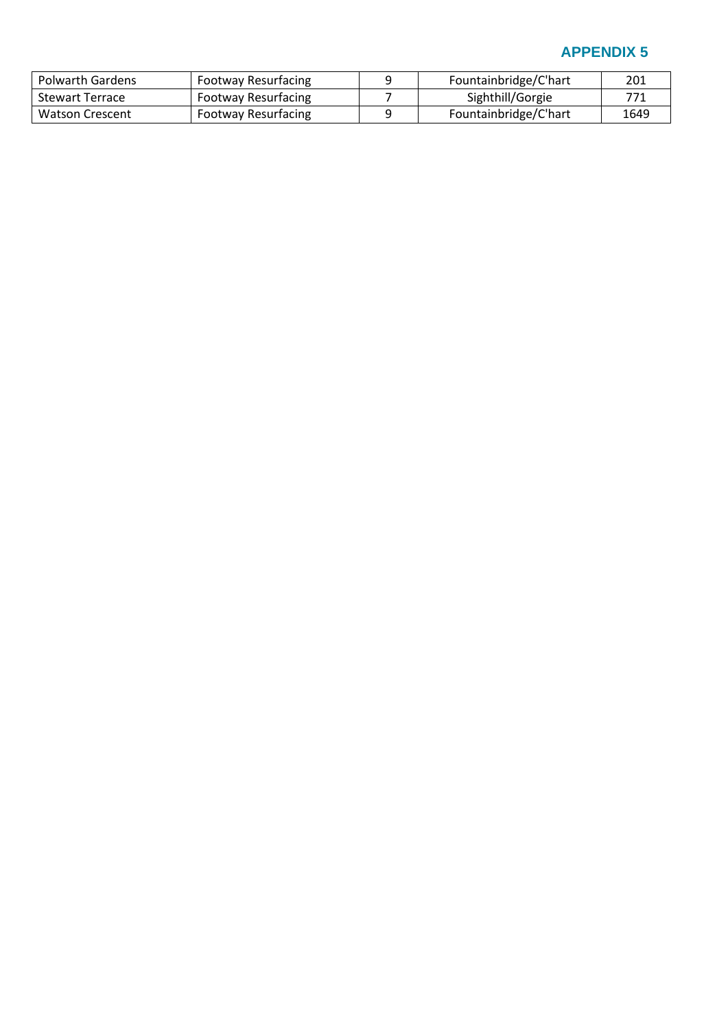## APPENDIX 5

| Polwarth Gardens | Footway Resurfacing | 9 | Fountainbridge/C'hart | 201 |
|---|---|---|---|---|
| Stewart Terrace | Footway Resurfacing | 7 | Sighthill/Gorgie | 771 |
| Watson Crescent | Footway Resurfacing | 9 | Fountainbridge/C'hart | 1649 |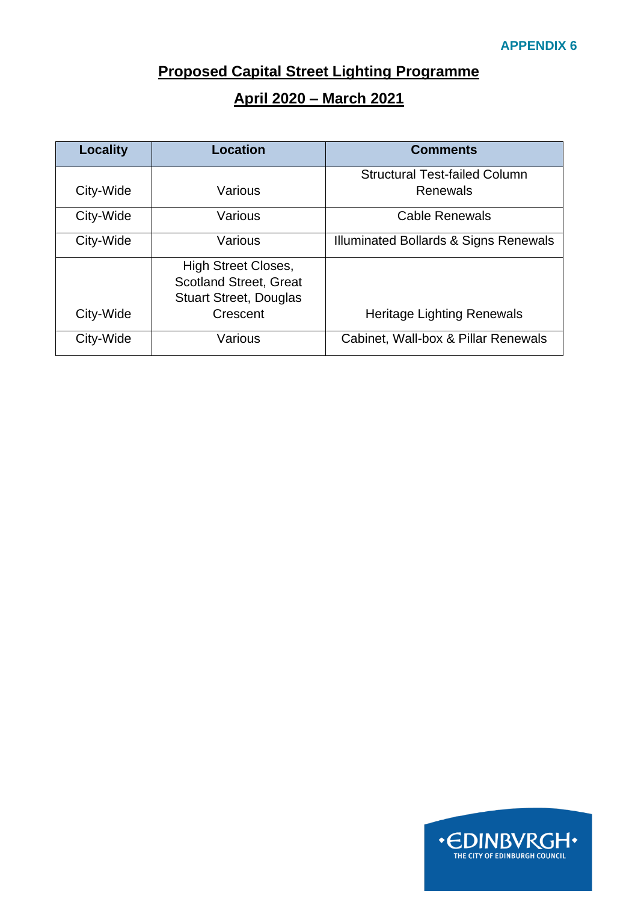APPENDIX 6

# Proposed Capital Street Lighting Programme

## April 2020 – March 2021

| Locality | Location | Comments |
|---|---|---|
| City-Wide | Various | Structural Test-failed Column Renewals |
| City-Wide | Various | Cable Renewals |
| City-Wide | Various | Illuminated Bollards & Signs Renewals |
| City-Wide | High Street Closes, Scotland Street, Great Stuart Street, Douglas Crescent | Heritage Lighting Renewals |
| City-Wide | Various | Cabinet, Wall-box & Pillar Renewals |